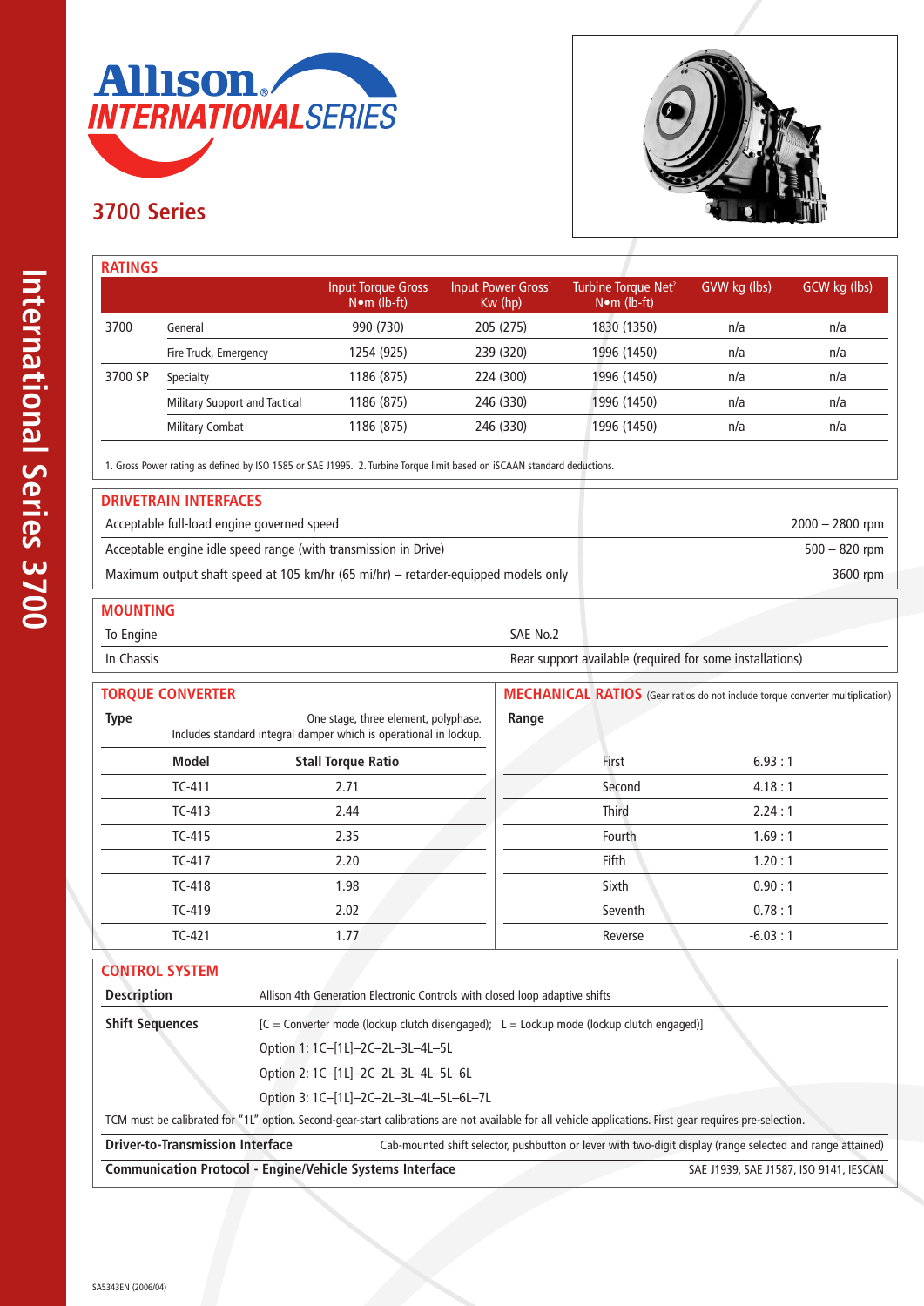# Allison INTERNATIONAL SERIES

## 3700 Series

International Series 3700

## RATINGS

| | | Input Torque Gross N•m (lb-ft) | Input Power Gross[1] Kw (hp) | Turbine Torque Net[2] N•m (lb-ft) | GVW kg (lbs) | GCW kg (lbs) |
|---|---|---|---|---|---|---|
| 3700 | General | 990 (730) | 205 (275) | 1830 (1350) | n/a | n/a |
| | Fire Truck, Emergency | 1254 (925) | 239 (320) | 1996 (1450) | n/a | n/a |
| 3700 SP | Specialty | 1186 (875) | 224 (300) | 1996 (1450) | n/a | n/a |
| | Military Support and Tactical | 1186 (875) | 246 (330) | 1996 (1450) | n/a | n/a |
| | Military Combat | 1186 (875) | 246 (330) | 1996 (1450) | n/a | n/a |

1. Gross Power rating as defined by ISO 1585 or SAE J1995. 2. Turbine Torque limit based on iSCAAN standard deductions.

## DRIVETRAIN INTERFACES

| | |
|---|---|
| Acceptable full-load engine governed speed | 2000 – 2800 rpm |
| Acceptable engine idle speed range (with transmission in Drive) | 500 – 820 rpm |
| Maximum output shaft speed at 105 km/hr (65 mi/hr) – retarder-equipped models only | 3600 rpm |

## MOUNTING

| | |
|---|---|
| To Engine | SAE No.2 |
| In Chassis | Rear support available (required for some installations) |

## TORQUE CONVERTER

**Type** One stage, three element, polyphase. Includes standard integral damper which is operational in lockup.

| Model | Stall Torque Ratio |
|---|---|
| TC-411 | 2.71 |
| TC-413 | 2.44 |
| TC-415 | 2.35 |
| TC-417 | 2.20 |
| TC-418 | 1.98 |
| TC-419 | 2.02 |
| TC-421 | 1.77 |

## MECHANICAL RATIOS (Gear ratios do not include torque converter multiplication)

**Range**

| | |
|---|---|
| First | 6.93 : 1 |
| Second | 4.18 : 1 |
| Third | 2.24 : 1 |
| Fourth | 1.69 : 1 |
| Fifth | 1.20 : 1 |
| Sixth | 0.90 : 1 |
| Seventh | 0.78 : 1 |
| Reverse | -6.03 : 1 |

## CONTROL SYSTEM

**Description** Allison 4th Generation Electronic Controls with closed loop adaptive shifts

**Shift Sequences** [C = Converter mode (lockup clutch disengaged); L = Lockup mode (lockup clutch engaged)]

Option 1: 1C–[1L]–2C–2L–3L–4L–5L

Option 2: 1C–[1L]–2C–2L–3L–4L–5L–6L

Option 3: 1C–[1L]–2C–2L–3L–4L–5L–6L–7L

TCM must be calibrated for "1L" option. Second-gear-start calibrations are not available for all vehicle applications. First gear requires pre-selection.

**Driver-to-Transmission Interface** Cab-mounted shift selector, pushbutton or lever with two-digit display (range selected and range attained)

**Communication Protocol - Engine/Vehicle Systems Interface** SAE J1939, SAE J1587, ISO 9141, IESCAN

SA5343EN (2006/04)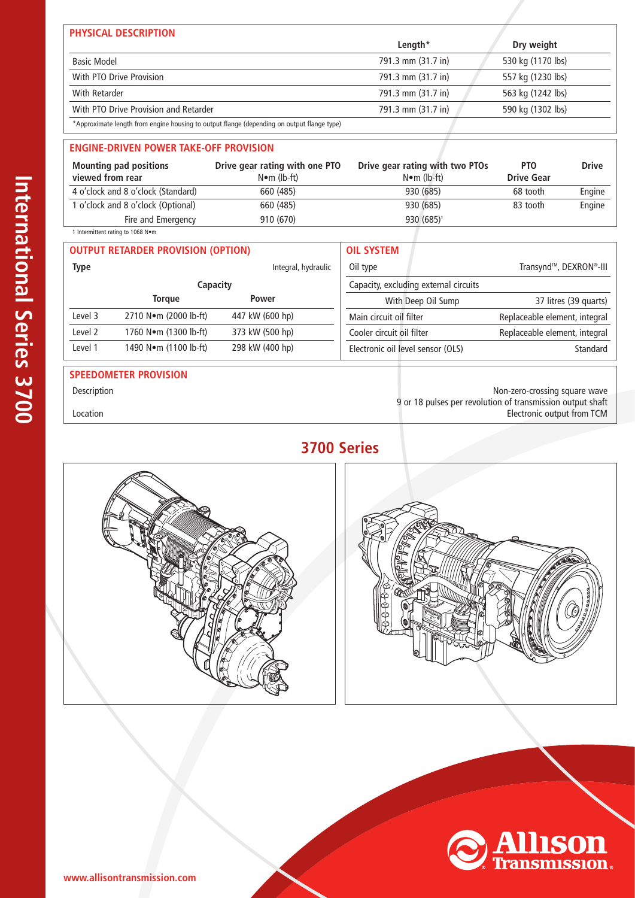## PHYSICAL DESCRIPTION

| | Length* | Dry weight |
|---|---|---|
| Basic Model | 791.3 mm (31.7 in) | 530 kg (1170 lbs) |
| With PTO Drive Provision | 791.3 mm (31.7 in) | 557 kg (1230 lbs) |
| With Retarder | 791.3 mm (31.7 in) | 563 kg (1242 lbs) |
| With PTO Drive Provision and Retarder | 791.3 mm (31.7 in) | 590 kg (1302 lbs) |

*Approximate length from engine housing to output flange (depending on output flange type)

## ENGINE-DRIVEN POWER TAKE-OFF PROVISION

| Mounting pad positions viewed from rear | Drive gear rating with one PTO N•m (lb-ft) | Drive gear rating with two PTOs N•m (lb-ft) | PTO Drive Gear | Drive |
|---|---|---|---|---|
| 4 o'clock and 8 o'clock (Standard) | 660 (485) | 930 (685) | 68 tooth | Engine |
| 1 o'clock and 8 o'clock (Optional) | 660 (485) | 930 (685) | 83 tooth | Engine |
| Fire and Emergency | 910 (670) | 930 (685)[1] | | |

1 Intermittent rating to 1068 N•m

## OUTPUT RETARDER PROVISION (OPTION)

| Type | Integral, hydraulic | |
|---|---|---|
| | Capacity | |
| | Torque | Power |
| Level 3 | 2710 N•m (2000 lb-ft) | 447 kW (600 hp) |
| Level 2 | 1760 N•m (1300 lb-ft) | 373 kW (500 hp) |
| Level 1 | 1490 N•m (1100 lb-ft) | 298 kW (400 hp) |

## OIL SYSTEM

| | |
|---|---|
| Oil type | Transynd™, DEXRON®-III |
| Capacity, excluding external circuits | |
| With Deep Oil Sump | 37 litres (39 quarts) |
| Main circuit oil filter | Replaceable element, integral |
| Cooler circuit oil filter | Replaceable element, integral |
| Electronic oil level sensor (OLS) | Standard |

## SPEEDOMETER PROVISION

| | |
|---|---|
| Description | Non-zero-crossing square wave<br>9 or 18 pulses per revolution of transmission output shaft |
| Location | Electronic output from TCM |

## 3700 Series

www.allisontransmission.com